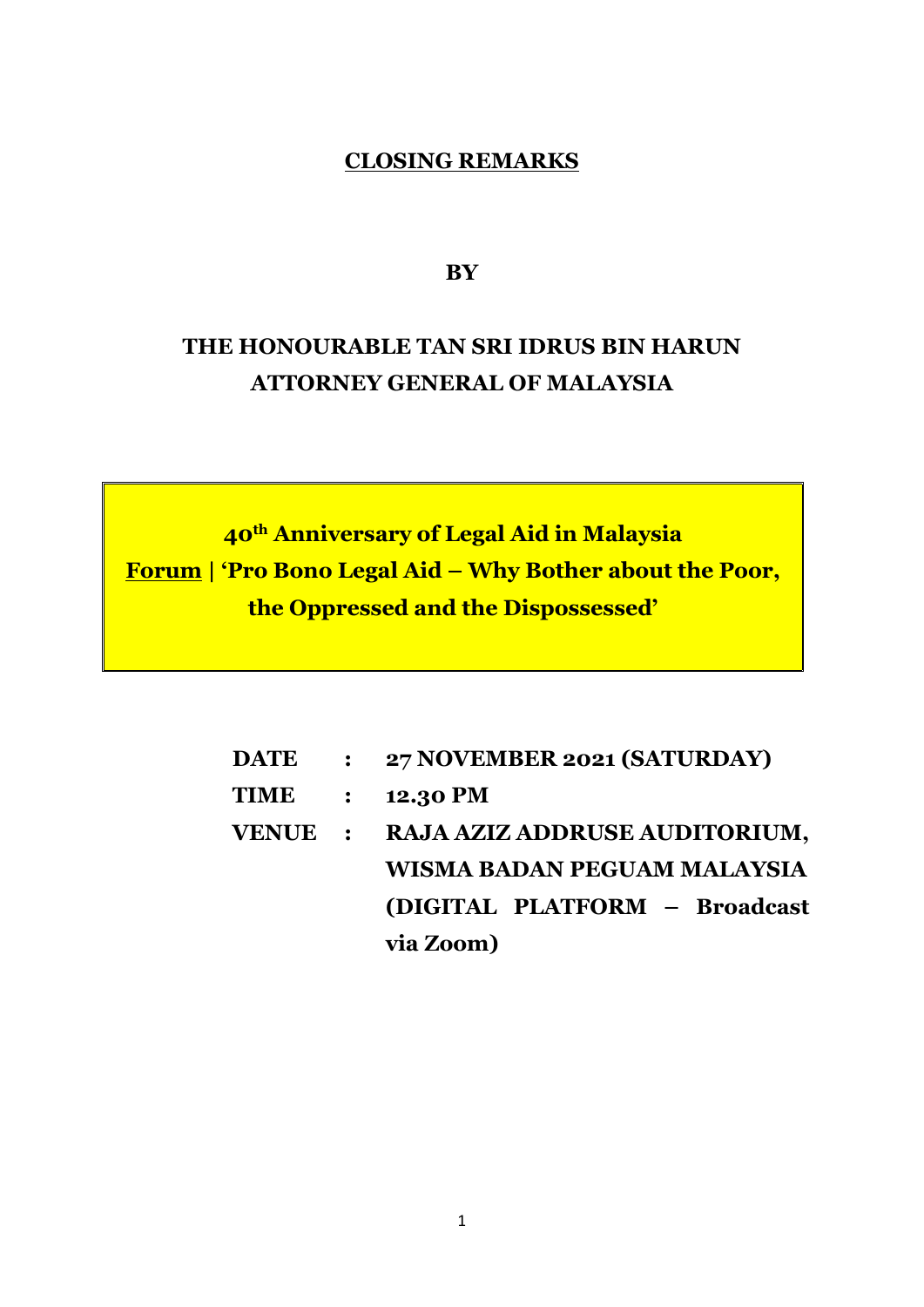# CLOSING REMARKS

**BY**

**THE HONOURABLE TAN SRI IDRUS BIN HARUN**
**ATTORNEY GENERAL OF MALAYSIA**

**40th Anniversary of Legal Aid in Malaysia**
**Forum | 'Pro Bono Legal Aid – Why Bother about the Poor, the Oppressed and the Dispossessed'**

| | | |
|---|---|---|
| **DATE** | **:** | **27 NOVEMBER 2021 (SATURDAY)** |
| **TIME** | **:** | **12.30 PM** |
| **VENUE** | **:** | **RAJA AZIZ ADDRUSE AUDITORIUM, WISMA BADAN PEGUAM MALAYSIA (DIGITAL PLATFORM – Broadcast via Zoom)** |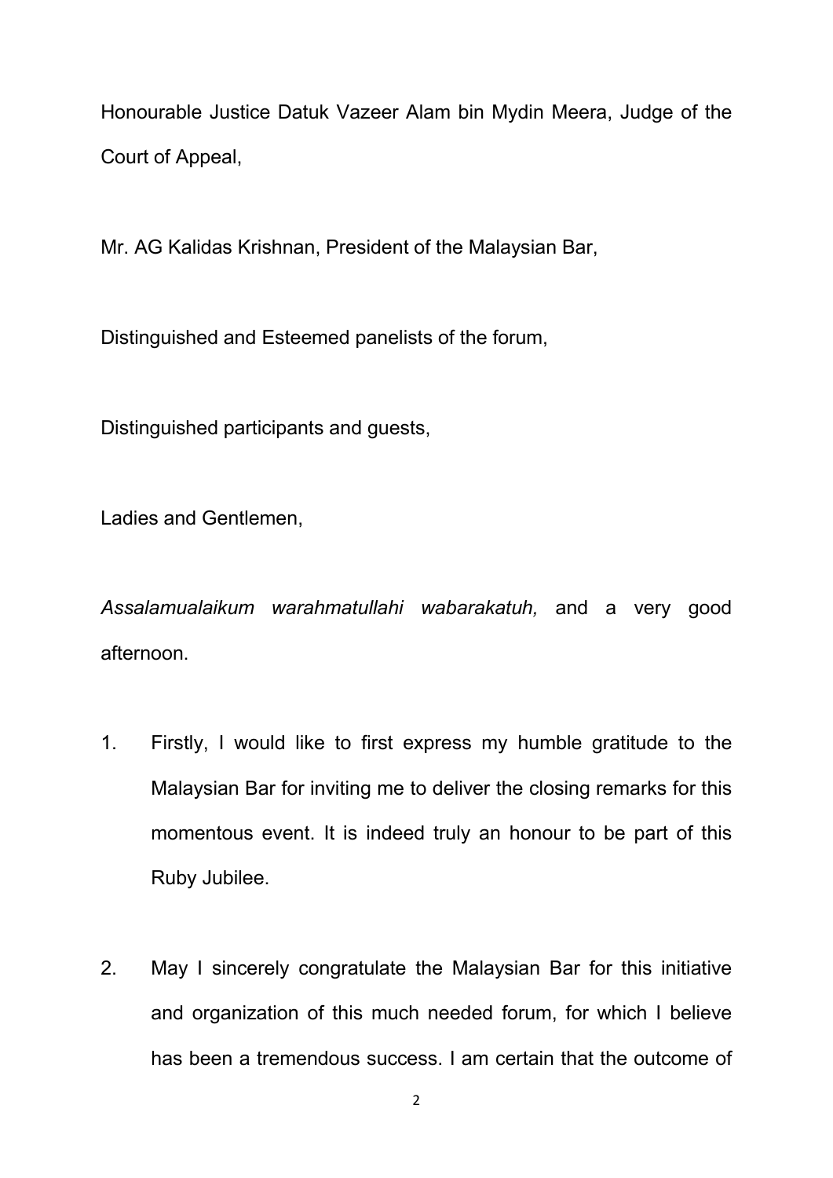Honourable Justice Datuk Vazeer Alam bin Mydin Meera, Judge of the Court of Appeal,

Mr. AG Kalidas Krishnan, President of the Malaysian Bar,

Distinguished and Esteemed panelists of the forum,

Distinguished participants and guests,

Ladies and Gentlemen,

*Assalamualaikum warahmatullahi wabarakatuh,* and a very good afternoon.

1. Firstly, I would like to first express my humble gratitude to the Malaysian Bar for inviting me to deliver the closing remarks for this momentous event. It is indeed truly an honour to be part of this Ruby Jubilee.

2. May I sincerely congratulate the Malaysian Bar for this initiative and organization of this much needed forum, for which I believe has been a tremendous success. I am certain that the outcome of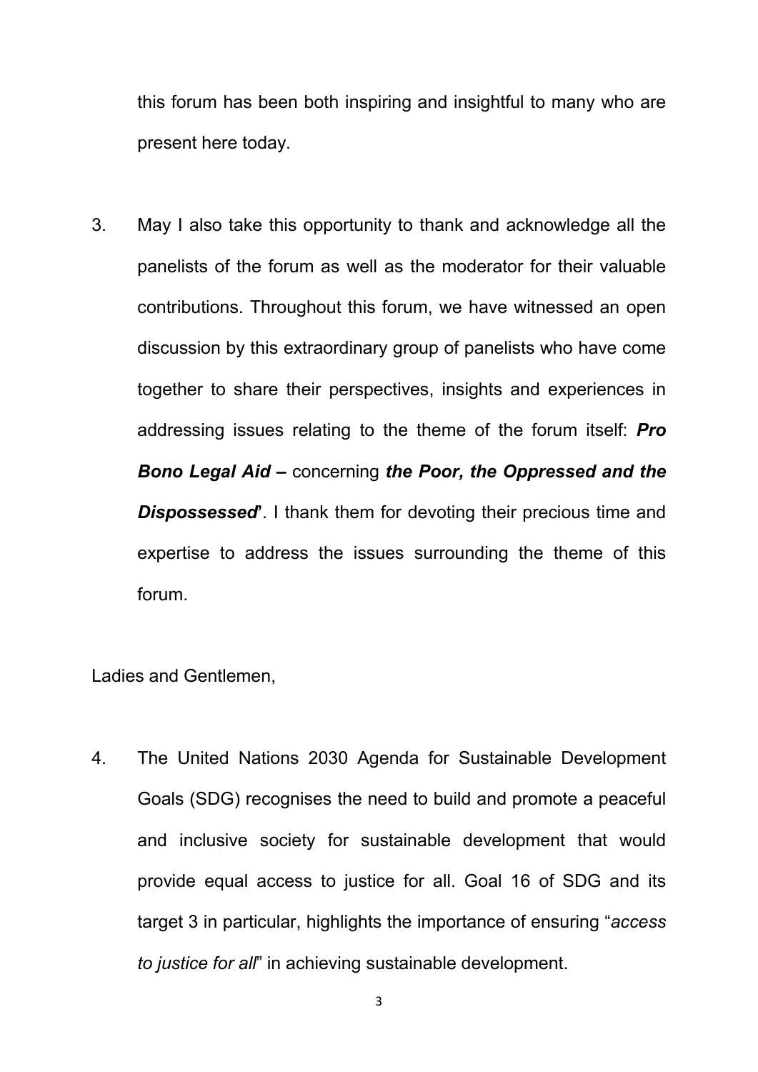this forum has been both inspiring and insightful to many who are present here today.

3. May I also take this opportunity to thank and acknowledge all the panelists of the forum as well as the moderator for their valuable contributions. Throughout this forum, we have witnessed an open discussion by this extraordinary group of panelists who have come together to share their perspectives, insights and experiences in addressing issues relating to the theme of the forum itself: ***Pro Bono Legal Aid –*** concerning ***the Poor, the Oppressed and the Dispossessed***'. I thank them for devoting their precious time and expertise to address the issues surrounding the theme of this forum.

Ladies and Gentlemen,

4. The United Nations 2030 Agenda for Sustainable Development Goals (SDG) recognises the need to build and promote a peaceful and inclusive society for sustainable development that would provide equal access to justice for all. Goal 16 of SDG and its target 3 in particular, highlights the importance of ensuring "*access to justice for all*" in achieving sustainable development.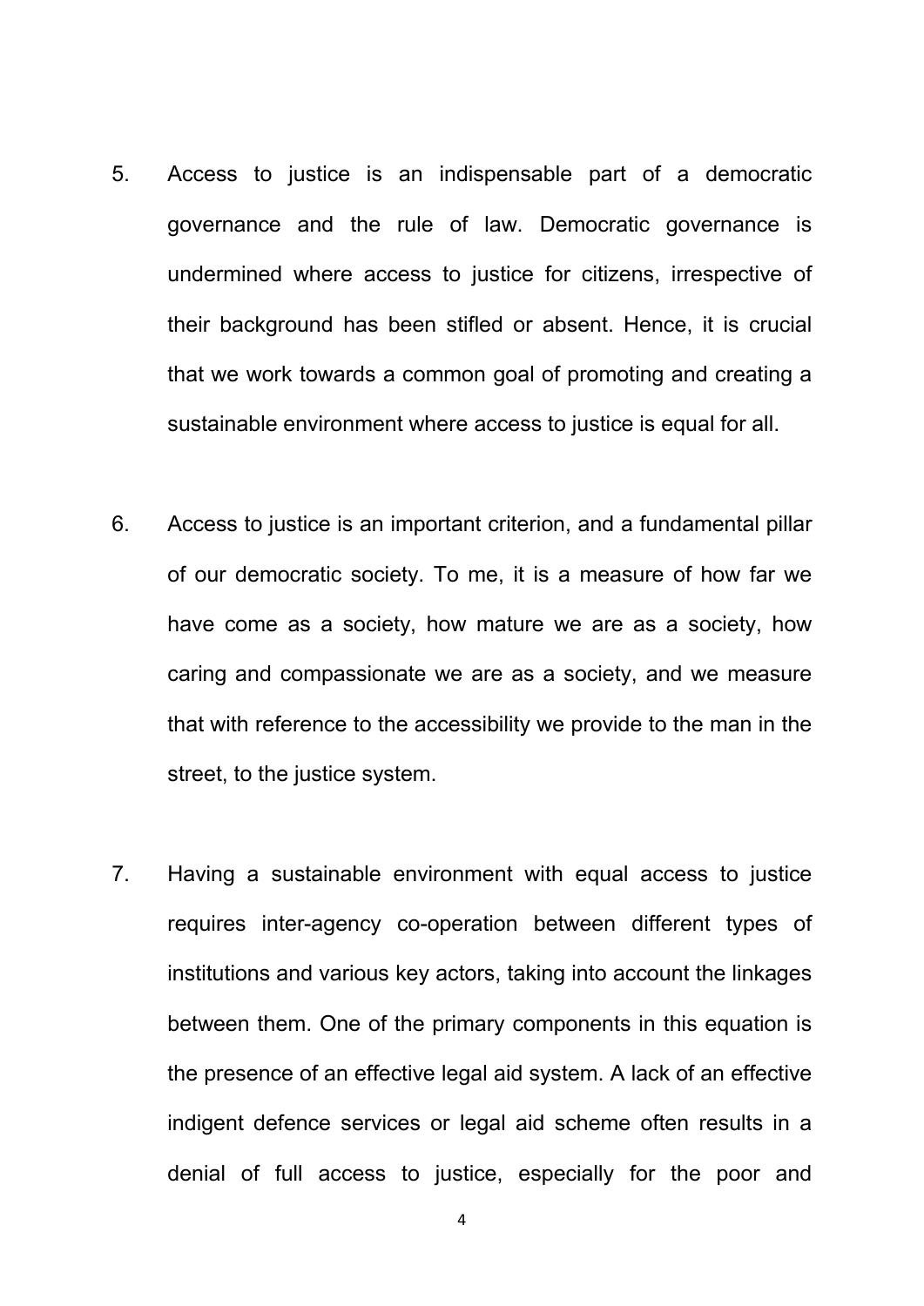5. Access to justice is an indispensable part of a democratic governance and the rule of law. Democratic governance is undermined where access to justice for citizens, irrespective of their background has been stifled or absent. Hence, it is crucial that we work towards a common goal of promoting and creating a sustainable environment where access to justice is equal for all.

6. Access to justice is an important criterion, and a fundamental pillar of our democratic society. To me, it is a measure of how far we have come as a society, how mature we are as a society, how caring and compassionate we are as a society, and we measure that with reference to the accessibility we provide to the man in the street, to the justice system.

7. Having a sustainable environment with equal access to justice requires inter-agency co-operation between different types of institutions and various key actors, taking into account the linkages between them. One of the primary components in this equation is the presence of an effective legal aid system. A lack of an effective indigent defence services or legal aid scheme often results in a denial of full access to justice, especially for the poor and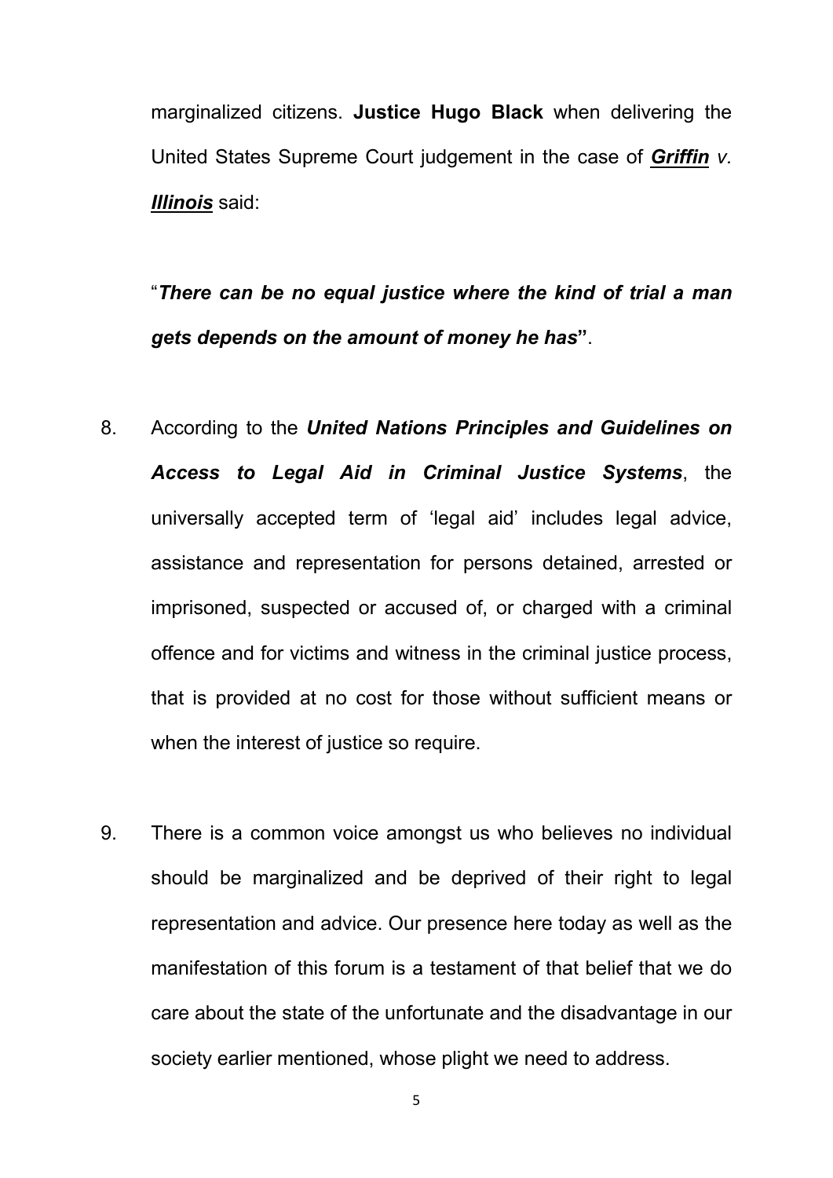marginalized citizens. **Justice Hugo Black** when delivering the United States Supreme Court judgement in the case of ***Griffin*** *v.* ***Illinois*** said:

"***There can be no equal justice where the kind of trial a man gets depends on the amount of money he has***".

8. According to the ***United Nations Principles and Guidelines on Access to Legal Aid in Criminal Justice Systems***, the universally accepted term of 'legal aid' includes legal advice, assistance and representation for persons detained, arrested or imprisoned, suspected or accused of, or charged with a criminal offence and for victims and witness in the criminal justice process, that is provided at no cost for those without sufficient means or when the interest of justice so require.

9. There is a common voice amongst us who believes no individual should be marginalized and be deprived of their right to legal representation and advice. Our presence here today as well as the manifestation of this forum is a testament of that belief that we do care about the state of the unfortunate and the disadvantage in our society earlier mentioned, whose plight we need to address.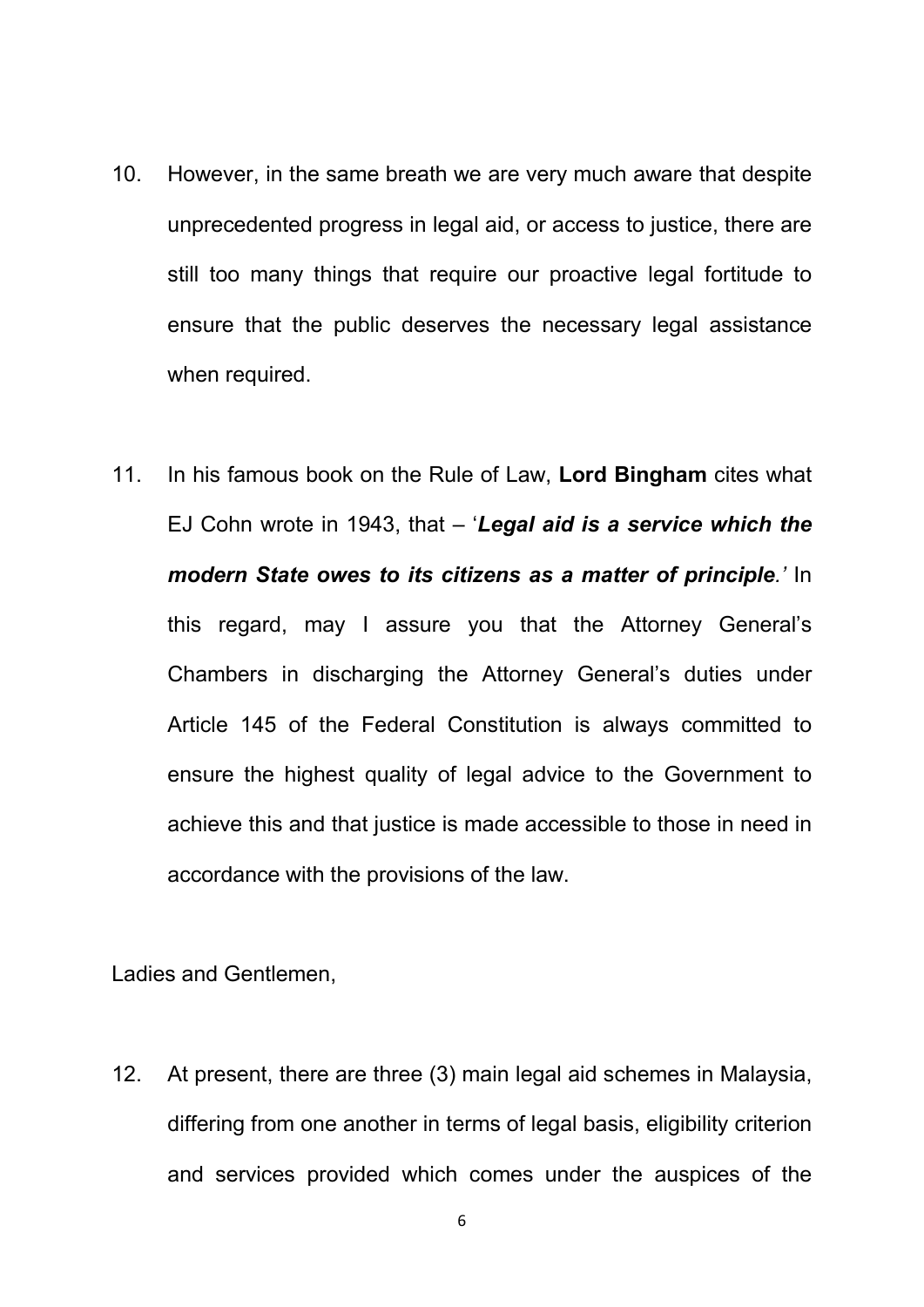10. However, in the same breath we are very much aware that despite unprecedented progress in legal aid, or access to justice, there are still too many things that require our proactive legal fortitude to ensure that the public deserves the necessary legal assistance when required.

11. In his famous book on the Rule of Law, **Lord Bingham** cites what EJ Cohn wrote in 1943, that – '***Legal aid is a service which the modern State owes to its citizens as a matter of principle**.'* In this regard, may I assure you that the Attorney General's Chambers in discharging the Attorney General's duties under Article 145 of the Federal Constitution is always committed to ensure the highest quality of legal advice to the Government to achieve this and that justice is made accessible to those in need in accordance with the provisions of the law.

Ladies and Gentlemen,

12. At present, there are three (3) main legal aid schemes in Malaysia, differing from one another in terms of legal basis, eligibility criterion and services provided which comes under the auspices of the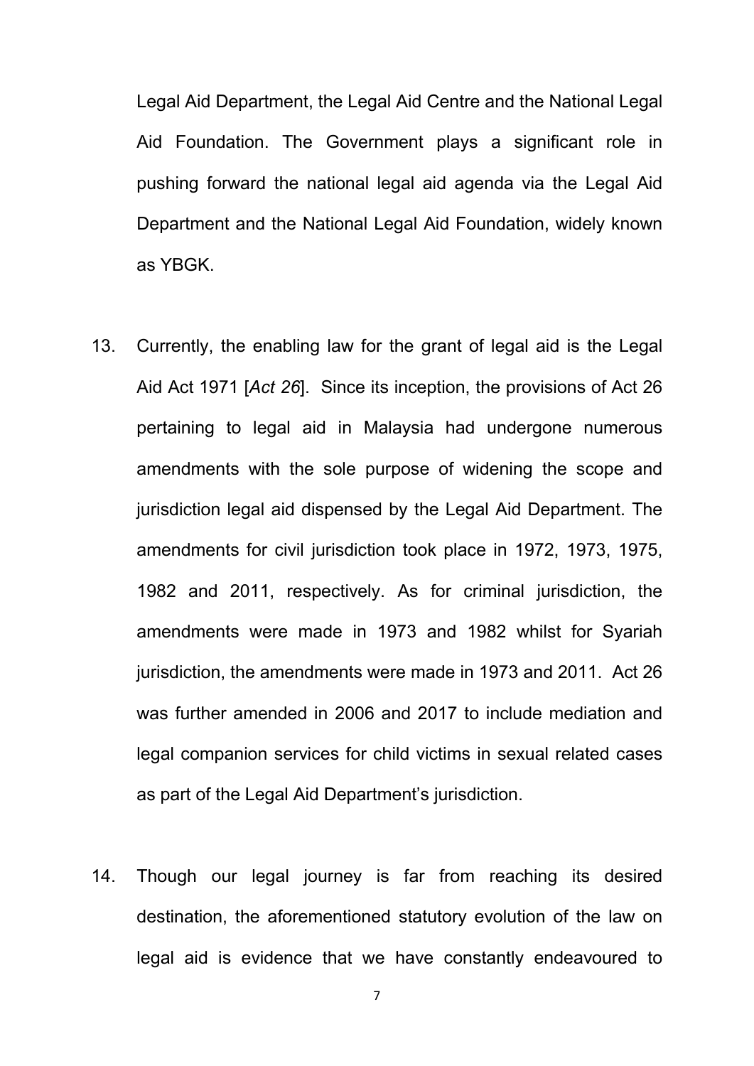Legal Aid Department, the Legal Aid Centre and the National Legal Aid Foundation. The Government plays a significant role in pushing forward the national legal aid agenda via the Legal Aid Department and the National Legal Aid Foundation, widely known as YBGK.

13. Currently, the enabling law for the grant of legal aid is the Legal Aid Act 1971 [*Act 26*]. Since its inception, the provisions of Act 26 pertaining to legal aid in Malaysia had undergone numerous amendments with the sole purpose of widening the scope and jurisdiction legal aid dispensed by the Legal Aid Department. The amendments for civil jurisdiction took place in 1972, 1973, 1975, 1982 and 2011, respectively. As for criminal jurisdiction, the amendments were made in 1973 and 1982 whilst for Syariah jurisdiction, the amendments were made in 1973 and 2011. Act 26 was further amended in 2006 and 2017 to include mediation and legal companion services for child victims in sexual related cases as part of the Legal Aid Department's jurisdiction.

14. Though our legal journey is far from reaching its desired destination, the aforementioned statutory evolution of the law on legal aid is evidence that we have constantly endeavoured to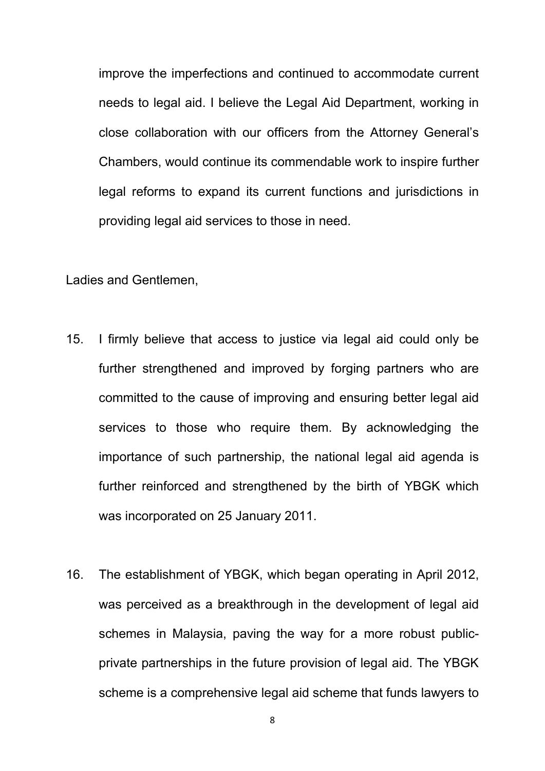improve the imperfections and continued to accommodate current needs to legal aid. I believe the Legal Aid Department, working in close collaboration with our officers from the Attorney General's Chambers, would continue its commendable work to inspire further legal reforms to expand its current functions and jurisdictions in providing legal aid services to those in need.

Ladies and Gentlemen,

15. I firmly believe that access to justice via legal aid could only be further strengthened and improved by forging partners who are committed to the cause of improving and ensuring better legal aid services to those who require them. By acknowledging the importance of such partnership, the national legal aid agenda is further reinforced and strengthened by the birth of YBGK which was incorporated on 25 January 2011.

16. The establishment of YBGK, which began operating in April 2012, was perceived as a breakthrough in the development of legal aid schemes in Malaysia, paving the way for a more robust public-private partnerships in the future provision of legal aid. The YBGK scheme is a comprehensive legal aid scheme that funds lawyers to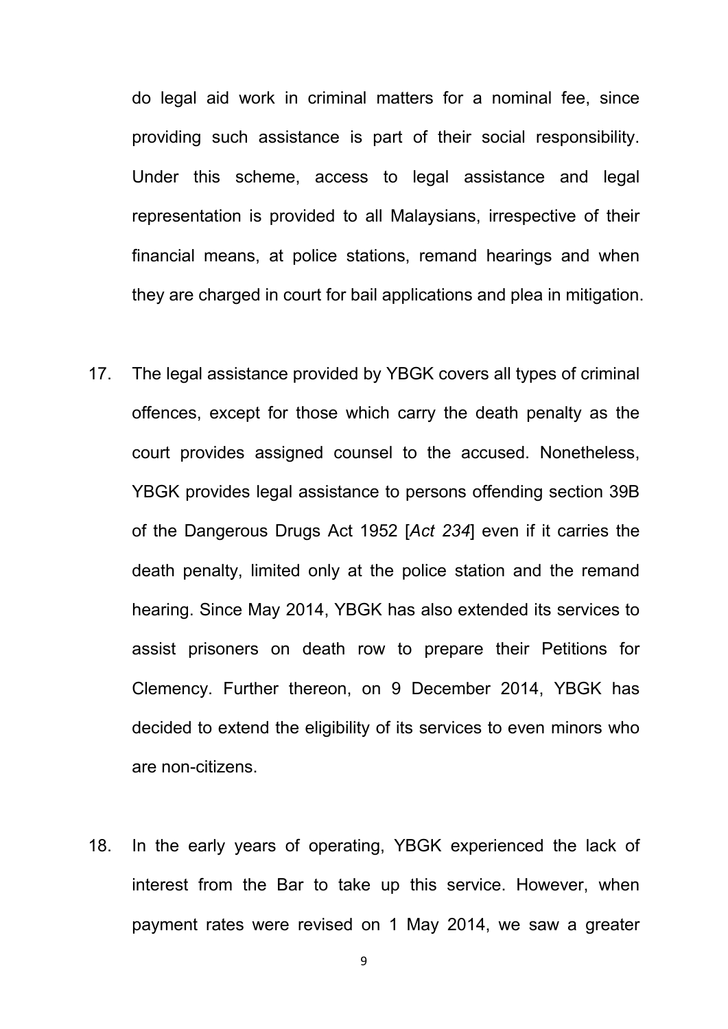do legal aid work in criminal matters for a nominal fee, since providing such assistance is part of their social responsibility. Under this scheme, access to legal assistance and legal representation is provided to all Malaysians, irrespective of their financial means, at police stations, remand hearings and when they are charged in court for bail applications and plea in mitigation.

17. The legal assistance provided by YBGK covers all types of criminal offences, except for those which carry the death penalty as the court provides assigned counsel to the accused. Nonetheless, YBGK provides legal assistance to persons offending section 39B of the Dangerous Drugs Act 1952 [*Act 234*] even if it carries the death penalty, limited only at the police station and the remand hearing. Since May 2014, YBGK has also extended its services to assist prisoners on death row to prepare their Petitions for Clemency. Further thereon, on 9 December 2014, YBGK has decided to extend the eligibility of its services to even minors who are non-citizens.

18. In the early years of operating, YBGK experienced the lack of interest from the Bar to take up this service. However, when payment rates were revised on 1 May 2014, we saw a greater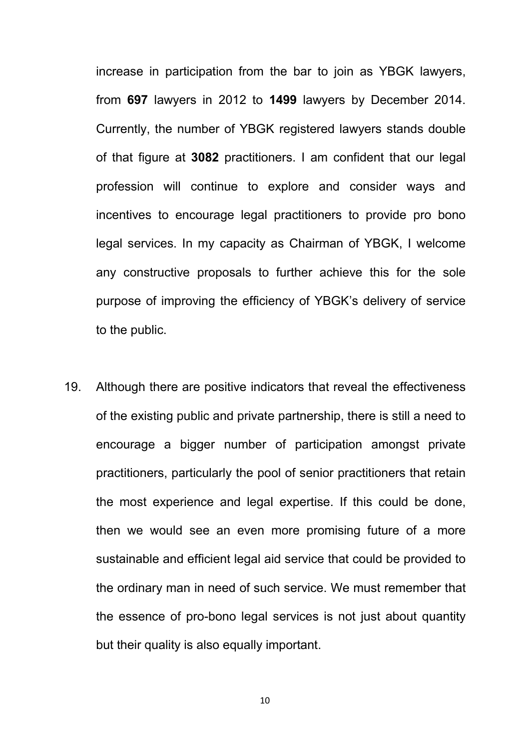increase in participation from the bar to join as YBGK lawyers, from **697** lawyers in 2012 to **1499** lawyers by December 2014. Currently, the number of YBGK registered lawyers stands double of that figure at **3082** practitioners. I am confident that our legal profession will continue to explore and consider ways and incentives to encourage legal practitioners to provide pro bono legal services. In my capacity as Chairman of YBGK, I welcome any constructive proposals to further achieve this for the sole purpose of improving the efficiency of YBGK's delivery of service to the public.

19. Although there are positive indicators that reveal the effectiveness of the existing public and private partnership, there is still a need to encourage a bigger number of participation amongst private practitioners, particularly the pool of senior practitioners that retain the most experience and legal expertise. If this could be done, then we would see an even more promising future of a more sustainable and efficient legal aid service that could be provided to the ordinary man in need of such service. We must remember that the essence of pro-bono legal services is not just about quantity but their quality is also equally important.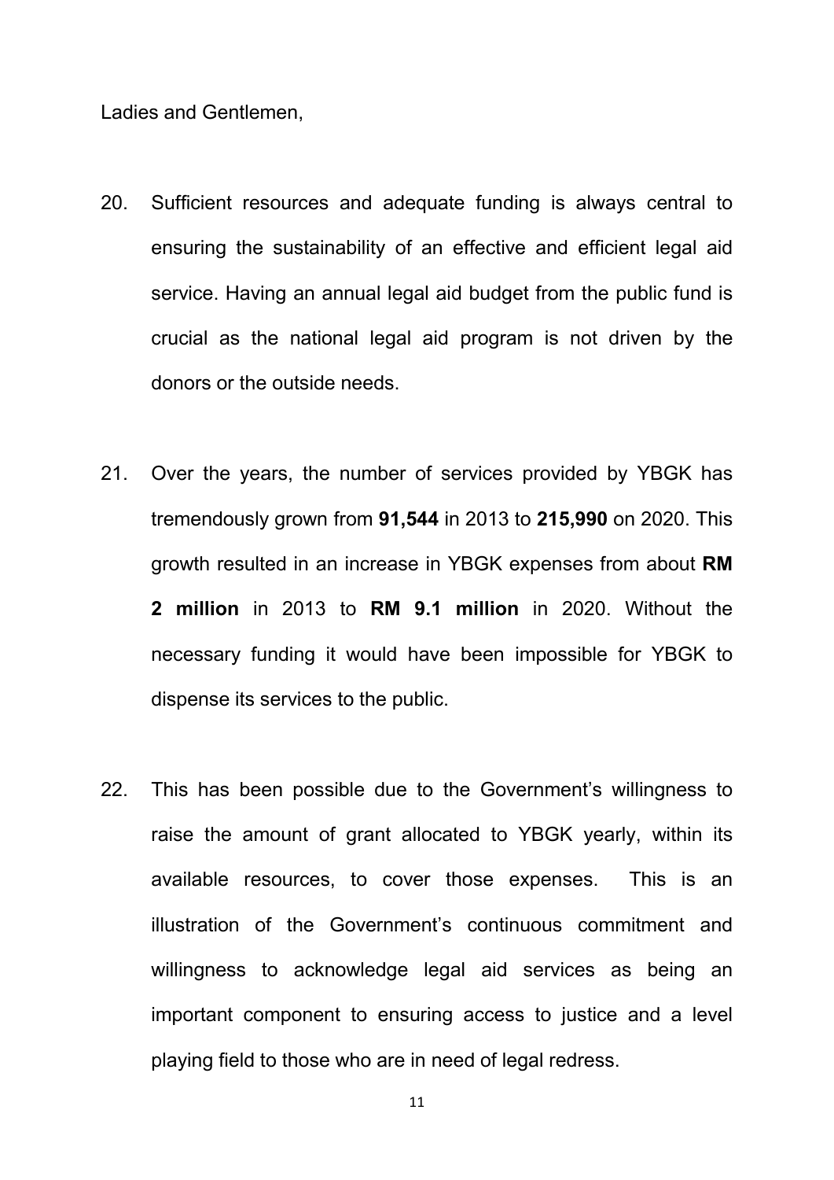Ladies and Gentlemen,

20. Sufficient resources and adequate funding is always central to ensuring the sustainability of an effective and efficient legal aid service. Having an annual legal aid budget from the public fund is crucial as the national legal aid program is not driven by the donors or the outside needs.

21. Over the years, the number of services provided by YBGK has tremendously grown from **91,544** in 2013 to **215,990** on 2020. This growth resulted in an increase in YBGK expenses from about **RM 2 million** in 2013 to **RM 9.1 million** in 2020. Without the necessary funding it would have been impossible for YBGK to dispense its services to the public.

22. This has been possible due to the Government's willingness to raise the amount of grant allocated to YBGK yearly, within its available resources, to cover those expenses. This is an illustration of the Government's continuous commitment and willingness to acknowledge legal aid services as being an important component to ensuring access to justice and a level playing field to those who are in need of legal redress.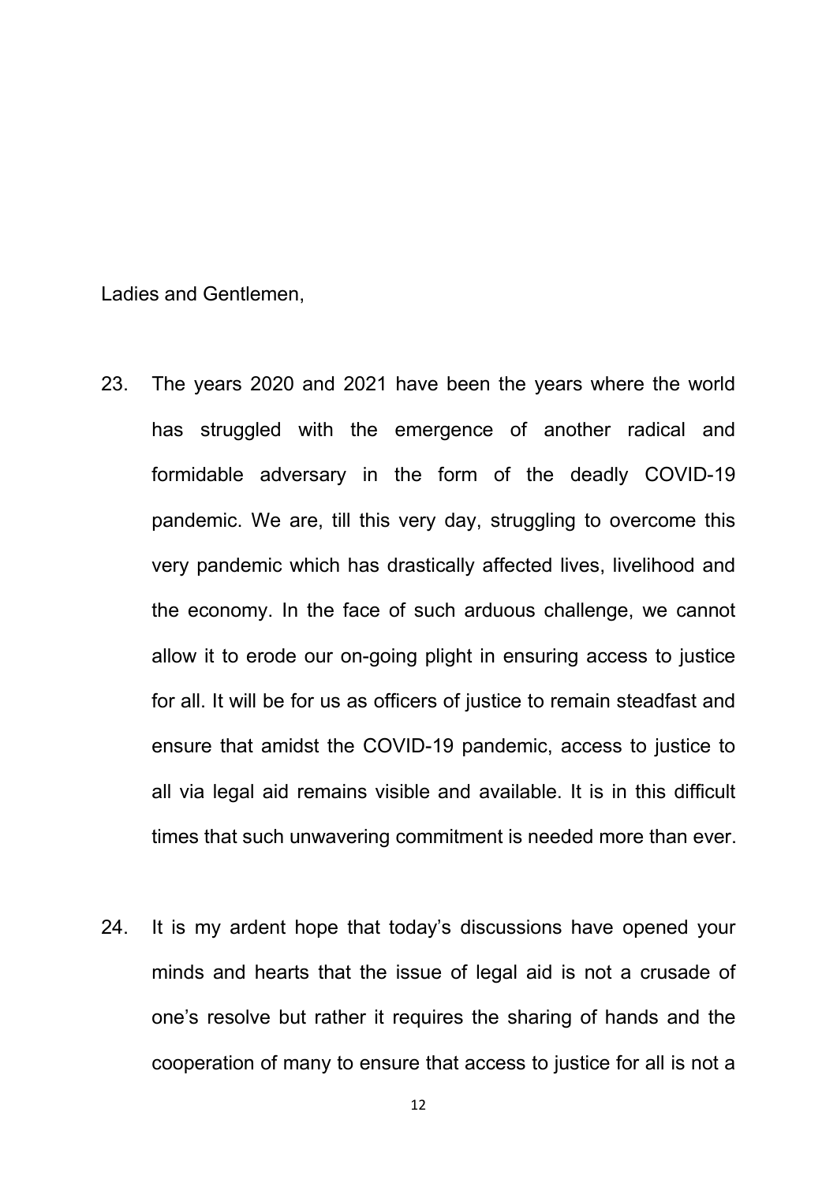Ladies and Gentlemen,

23. The years 2020 and 2021 have been the years where the world has struggled with the emergence of another radical and formidable adversary in the form of the deadly COVID-19 pandemic. We are, till this very day, struggling to overcome this very pandemic which has drastically affected lives, livelihood and the economy. In the face of such arduous challenge, we cannot allow it to erode our on-going plight in ensuring access to justice for all. It will be for us as officers of justice to remain steadfast and ensure that amidst the COVID-19 pandemic, access to justice to all via legal aid remains visible and available. It is in this difficult times that such unwavering commitment is needed more than ever.

24. It is my ardent hope that today's discussions have opened your minds and hearts that the issue of legal aid is not a crusade of one's resolve but rather it requires the sharing of hands and the cooperation of many to ensure that access to justice for all is not a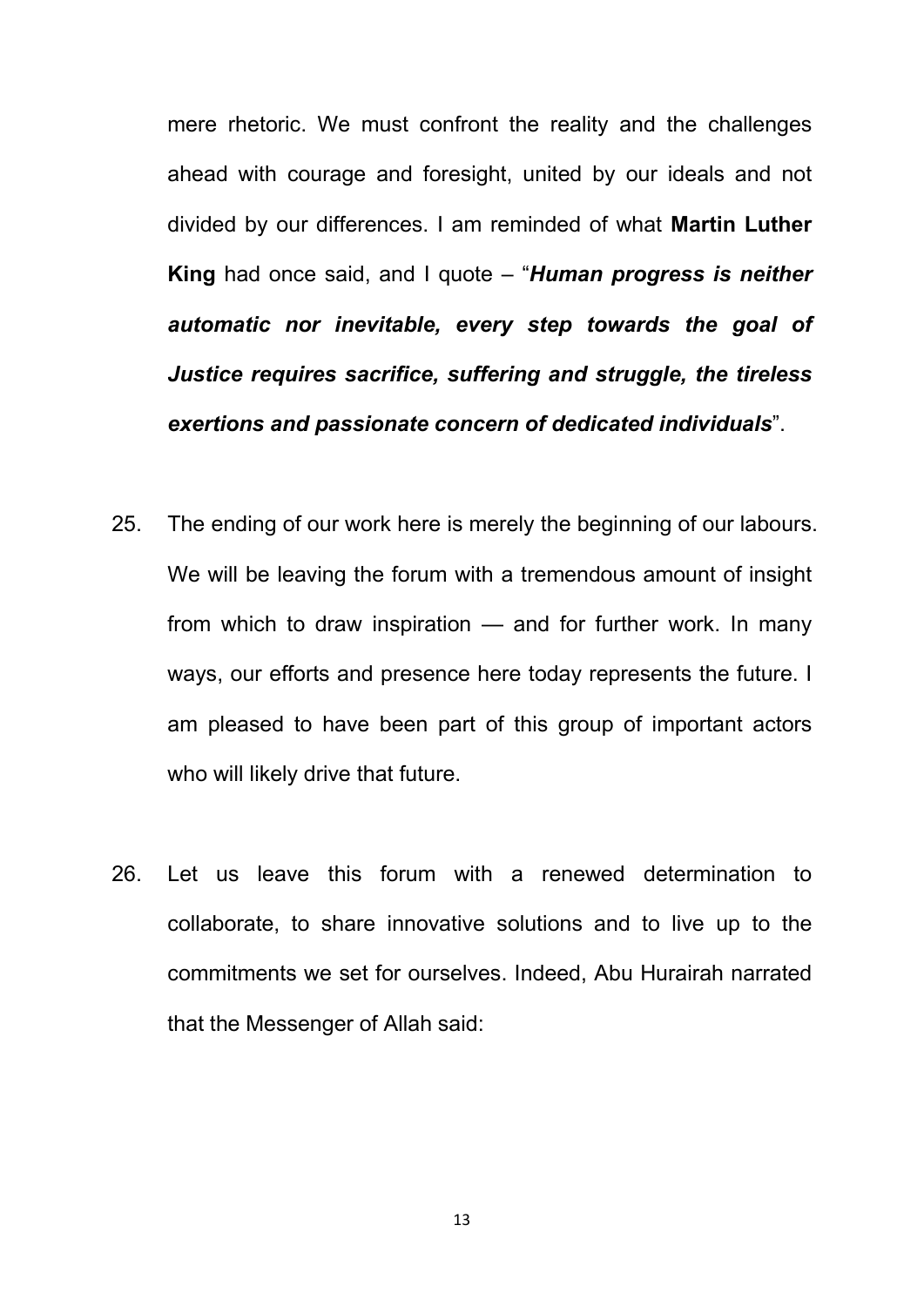mere rhetoric. We must confront the reality and the challenges ahead with courage and foresight, united by our ideals and not divided by our differences. I am reminded of what **Martin Luther King** had once said, and I quote – "***Human progress is neither automatic nor inevitable, every step towards the goal of Justice requires sacrifice, suffering and struggle, the tireless exertions and passionate concern of dedicated individuals***".

25. The ending of our work here is merely the beginning of our labours. We will be leaving the forum with a tremendous amount of insight from which to draw inspiration — and for further work. In many ways, our efforts and presence here today represents the future. I am pleased to have been part of this group of important actors who will likely drive that future.

26. Let us leave this forum with a renewed determination to collaborate, to share innovative solutions and to live up to the commitments we set for ourselves. Indeed, Abu Hurairah narrated that the Messenger of Allah said: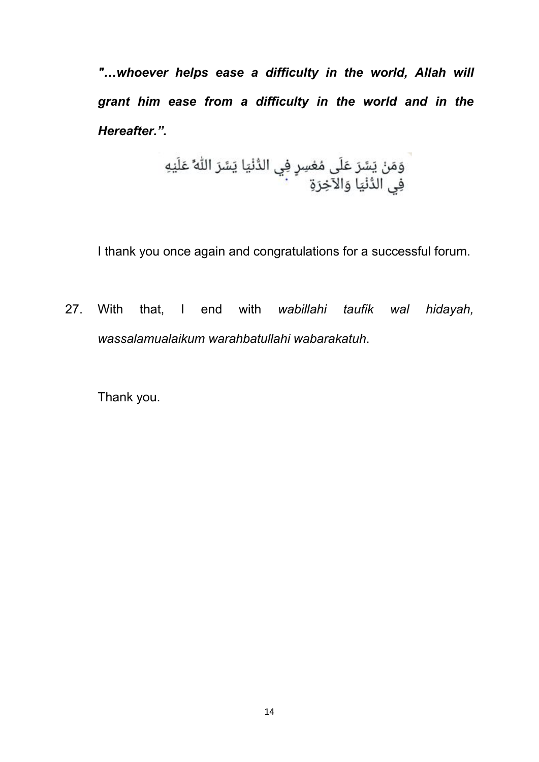***"…whoever helps ease a difficulty in the world, Allah will grant him ease from a difficulty in the world and in the Hereafter.”.***

وَمَنْ يَسَّرَ عَلَى مُعْسِرٍ فِي الدُّنْيَا يَسَّرَ اللَّهُ عَلَيْهِ فِي الدُّنْيَا وَالآخِرَةِ

I thank you once again and congratulations for a successful forum.

27. With that, I end with *wabillahi taufik wal hidayah, wassalamualaikum warahbatullahi wabarakatuh*.

Thank you.